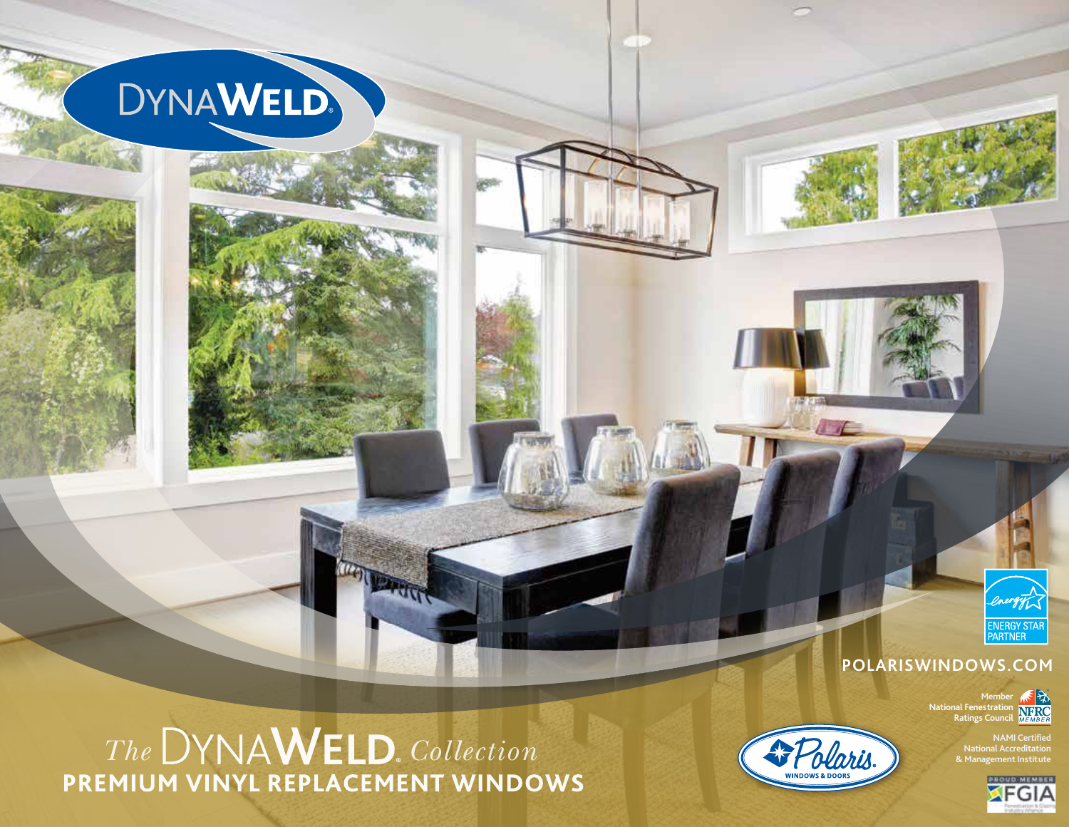# DynaWeld®

ENERGY STAR PARTNER

**POLARISWINDOWS.COM**

Member National Fenestration Ratings Council

NFRC MEMBER

NAMI Certified National Accreditation & Management Institute

PROUD MEMBER FGIA

*The* DynaWeld® *Collection*

**PREMIUM VINYL REPLACEMENT WINDOWS**

Polaris. WINDOWS & DOORS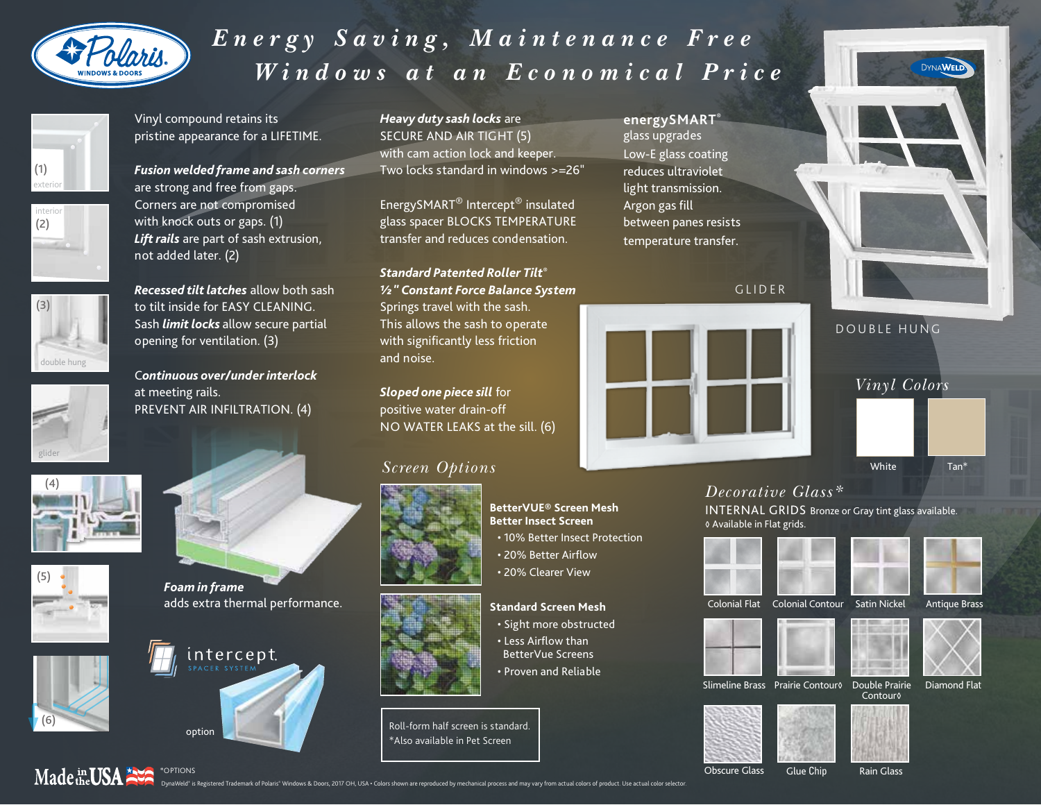# Energy Saving, Maintenance Free Windows at an Economical Price

Polaris WINDOWS & DOORS

(1) exterior

(2) interior

(3) double hung

glider

(4)

(5)

(6)

Vinyl compound retains its pristine appearance for a LIFETIME.

***Fusion welded frame and sash corners*** are strong and free from gaps. Corners are not compromised with knock outs or gaps. (1)
***Lift rails*** are part of sash extrusion, not added later. (2)

***Recessed tilt latches*** allow both sash to tilt inside for EASY CLEANING. Sash ***limit locks*** allow secure partial opening for ventilation. (3)

***Continuous over/under interlock*** at meeting rails. PREVENT AIR INFILTRATION. (4)

***Foam in frame*** adds extra thermal performance.

intercept. SPACER SYSTEM

option

***Heavy duty sash locks*** are SECURE AND AIR TIGHT (5) with cam action lock and keeper. Two locks standard in windows >=26"

EnergySMART® Intercept® insulated glass spacer BLOCKS TEMPERATURE transfer and reduces condensation.

***Standard Patented Roller Tilt® ½" Constant Force Balance System*** Springs travel with the sash. This allows the sash to operate with significantly less friction and noise.

***Sloped one piece sill*** for positive water drain-off NO WATER LEAKS at the sill. (6)

**energySMART®** glass upgrades
Low-E glass coating reduces ultraviolet light transmission.
Argon gas fill between panes resists temperature transfer.

DYNAWELD

GLIDER

DOUBLE HUNG

## Screen Options

**BetterVUE® Screen Mesh**
**Better Insect Screen**
- 10% Better Insect Protection
- 20% Better Airflow
- 20% Clearer View

**Standard Screen Mesh**
- Sight more obstructed
- Less Airflow than BetterVue Screens
- Proven and Reliable

Roll-form half screen is standard.
*Also available in Pet Screen

## Vinyl Colors

White

Tan*

## Decorative Glass*

INTERNAL GRIDS Bronze or Gray tint glass available.
◊ Available in Flat grids.

Colonial Flat, Colonial Contour, Satin Nickel, Antique Brass, Slimeline Brass, Prairie Contour◊, Double Prairie Contour◊, Diamond Flat, Obscure Glass, Glue Chip, Rain Glass

Made in the USA

*OPTIONS

DynaWeld® is Registered Trademark of Polaris® Windows & Doors, 2017 OH, USA • Colors shown are reproduced by mechanical process and may vary from actual colors of product. Use actual color selector.